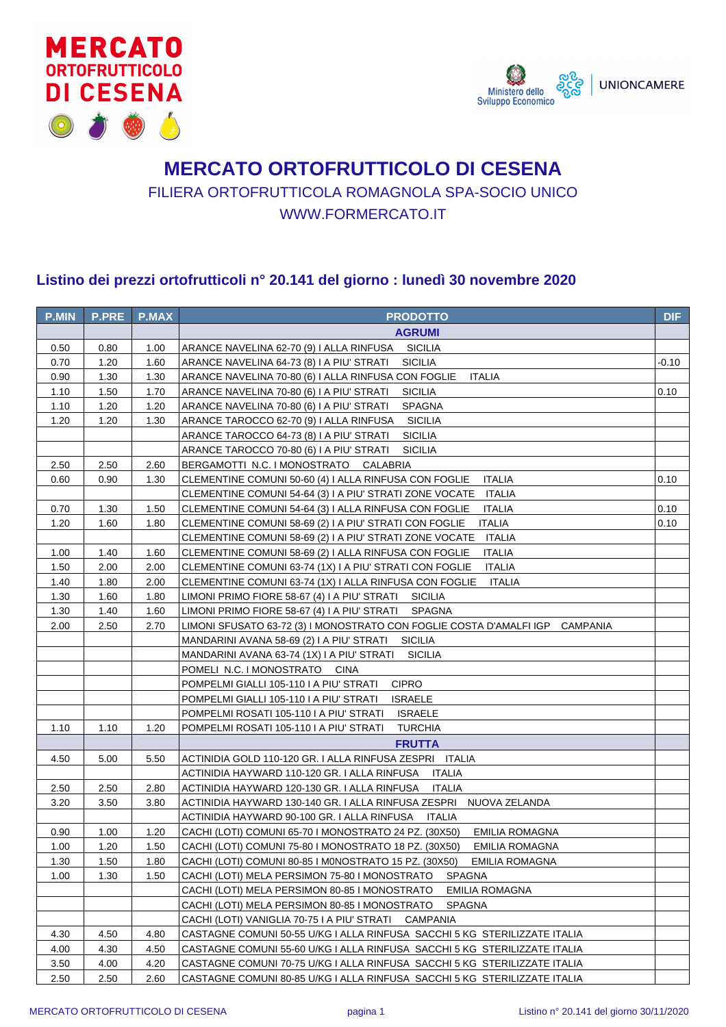# MERCATO ORTOFRUTTICOLO DI CESENA

FILIERA ORTOFRUTTICOLA ROMAGNOLA SPA-SOCIO UNICO

WWW.FORMERCATO.IT

## Listino dei prezzi ortofrutticoli n° 20.141 del giorno : lunedì 30 novembre 2020

| P.MIN | P.PRE | P.MAX | PRODOTTO | DIF |
|---|---|---|---|---|
| | | | **AGRUMI** | |
| 0.50 | 0.80 | 1.00 | ARANCE NAVELINA 62-70 (9) I ALLA RINFUSA SICILIA | |
| 0.70 | 1.20 | 1.60 | ARANCE NAVELINA 64-73 (8) I A PIU' STRATI SICILIA | -0.10 |
| 0.90 | 1.30 | 1.30 | ARANCE NAVELINA 70-80 (6) I ALLA RINFUSA CON FOGLIE ITALIA | |
| 1.10 | 1.50 | 1.70 | ARANCE NAVELINA 70-80 (6) I A PIU' STRATI SICILIA | 0.10 |
| 1.10 | 1.20 | 1.20 | ARANCE NAVELINA 70-80 (6) I A PIU' STRATI SPAGNA | |
| 1.20 | 1.20 | 1.30 | ARANCE TAROCCO 62-70 (9) I ALLA RINFUSA SICILIA | |
| | | | ARANCE TAROCCO 64-73 (8) I A PIU' STRATI SICILIA | |
| | | | ARANCE TAROCCO 70-80 (6) I A PIU' STRATI SICILIA | |
| 2.50 | 2.50 | 2.60 | BERGAMOTTI N.C. I MONOSTRATO CALABRIA | |
| 0.60 | 0.90 | 1.30 | CLEMENTINE COMUNI 50-60 (4) I ALLA RINFUSA CON FOGLIE ITALIA | 0.10 |
| | | | CLEMENTINE COMUNI 54-64 (3) I A PIU' STRATI ZONE VOCATE ITALIA | |
| 0.70 | 1.30 | 1.50 | CLEMENTINE COMUNI 54-64 (3) I ALLA RINFUSA CON FOGLIE ITALIA | 0.10 |
| 1.20 | 1.60 | 1.80 | CLEMENTINE COMUNI 58-69 (2) I A PIU' STRATI CON FOGLIE ITALIA | 0.10 |
| | | | CLEMENTINE COMUNI 58-69 (2) I A PIU' STRATI ZONE VOCATE ITALIA | |
| 1.00 | 1.40 | 1.60 | CLEMENTINE COMUNI 58-69 (2) I ALLA RINFUSA CON FOGLIE ITALIA | |
| 1.50 | 2.00 | 2.00 | CLEMENTINE COMUNI 63-74 (1X) I A PIU' STRATI CON FOGLIE ITALIA | |
| 1.40 | 1.80 | 2.00 | CLEMENTINE COMUNI 63-74 (1X) I ALLA RINFUSA CON FOGLIE ITALIA | |
| 1.30 | 1.60 | 1.80 | LIMONI PRIMO FIORE 58-67 (4) I A PIU' STRATI SICILIA | |
| 1.30 | 1.40 | 1.60 | LIMONI PRIMO FIORE 58-67 (4) I A PIU' STRATI SPAGNA | |
| 2.00 | 2.50 | 2.70 | LIMONI SFUSATO 63-72 (3) I MONOSTRATO CON FOGLIE COSTA D'AMALFI IGP CAMPANIA | |
| | | | MANDARINI AVANA 58-69 (2) I A PIU' STRATI SICILIA | |
| | | | MANDARINI AVANA 63-74 (1X) I A PIU' STRATI SICILIA | |
| | | | POMELI N.C. I MONOSTRATO CINA | |
| | | | POMPELMI GIALLI 105-110 I A PIU' STRATI CIPRO | |
| | | | POMPELMI GIALLI 105-110 I A PIU' STRATI ISRAELE | |
| | | | POMPELMI ROSATI 105-110 I A PIU' STRATI ISRAELE | |
| 1.10 | 1.10 | 1.20 | POMPELMI ROSATI 105-110 I A PIU' STRATI TURCHIA | |
| | | | **FRUTTA** | |
| 4.50 | 5.00 | 5.50 | ACTINIDIA GOLD 110-120 GR. I ALLA RINFUSA ZESPRI ITALIA | |
| | | | ACTINIDIA HAYWARD 110-120 GR. I ALLA RINFUSA ITALIA | |
| 2.50 | 2.50 | 2.80 | ACTINIDIA HAYWARD 120-130 GR. I ALLA RINFUSA ITALIA | |
| 3.20 | 3.50 | 3.80 | ACTINIDIA HAYWARD 130-140 GR. I ALLA RINFUSA ZESPRI NUOVA ZELANDA | |
| | | | ACTINIDIA HAYWARD 90-100 GR. I ALLA RINFUSA ITALIA | |
| 0.90 | 1.00 | 1.20 | CACHI (LOTI) COMUNI 65-70 I MONOSTRATO 24 PZ. (30X50) EMILIA ROMAGNA | |
| 1.00 | 1.20 | 1.50 | CACHI (LOTI) COMUNI 75-80 I MONOSTRATO 18 PZ. (30X50) EMILIA ROMAGNA | |
| 1.30 | 1.50 | 1.80 | CACHI (LOTI) COMUNI 80-85 I MONOSTRATO 15 PZ. (30X50) EMILIA ROMAGNA | |
| 1.00 | 1.30 | 1.50 | CACHI (LOTI) MELA PERSIMON 75-80 I MONOSTRATO SPAGNA | |
| | | | CACHI (LOTI) MELA PERSIMON 80-85 I MONOSTRATO EMILIA ROMAGNA | |
| | | | CACHI (LOTI) MELA PERSIMON 80-85 I MONOSTRATO SPAGNA | |
| | | | CACHI (LOTI) VANIGLIA 70-75 I A PIU' STRATI CAMPANIA | |
| 4.30 | 4.50 | 4.80 | CASTAGNE COMUNI 50-55 U/KG I ALLA RINFUSA SACCHI 5 KG STERILIZZATE ITALIA | |
| 4.00 | 4.30 | 4.50 | CASTAGNE COMUNI 55-60 U/KG I ALLA RINFUSA SACCHI 5 KG STERILIZZATE ITALIA | |
| 3.50 | 4.00 | 4.20 | CASTAGNE COMUNI 70-75 U/KG I ALLA RINFUSA SACCHI 5 KG STERILIZZATE ITALIA | |
| 2.50 | 2.50 | 2.60 | CASTAGNE COMUNI 80-85 U/KG I ALLA RINFUSA SACCHI 5 KG STERILIZZATE ITALIA | |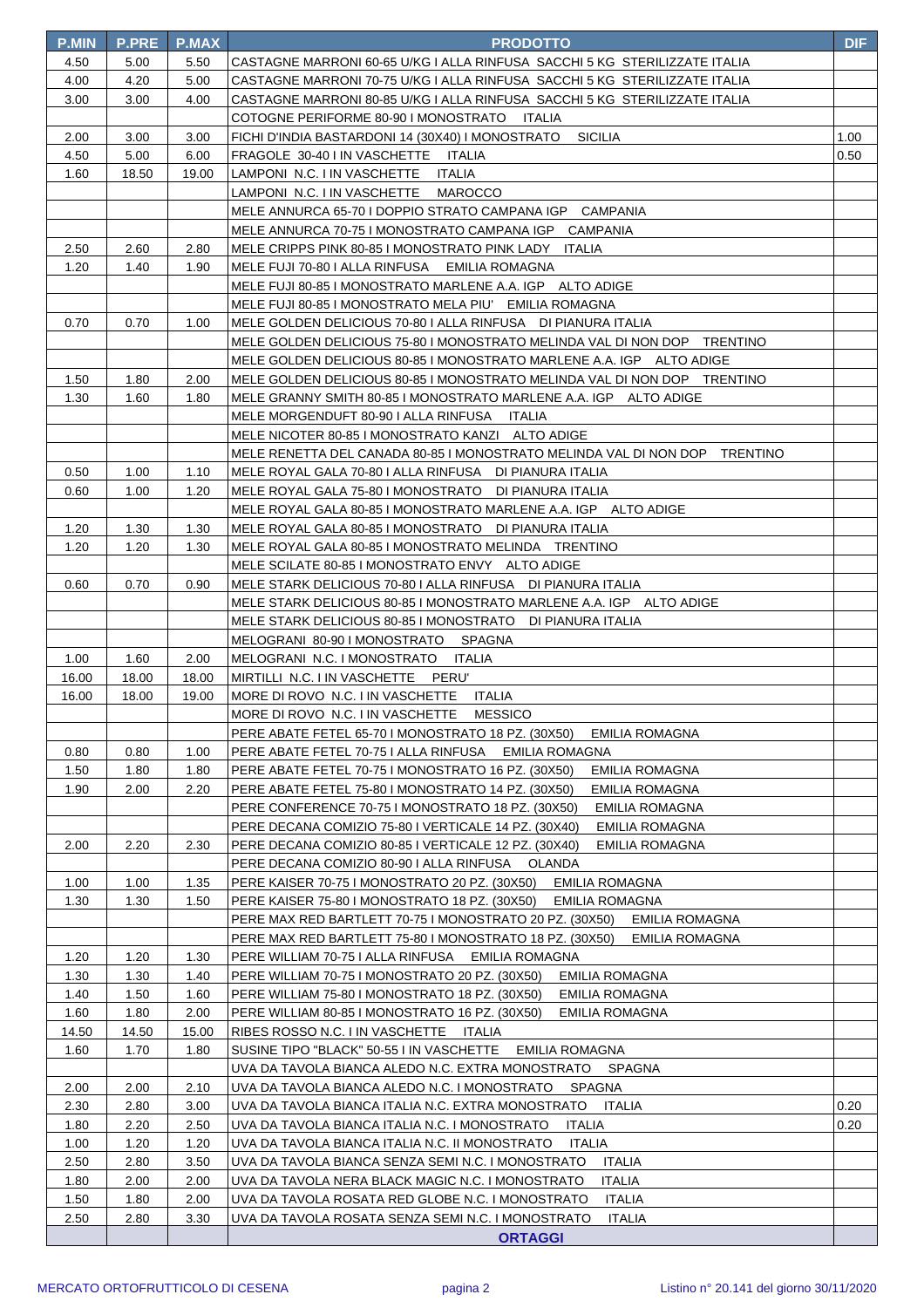| P.MIN | P.PRE | P.MAX | PRODOTTO | DIF |
|---|---|---|---|---|
| 4.50 | 5.00 | 5.50 | CASTAGNE MARRONI 60-65 U/KG I ALLA RINFUSA SACCHI 5 KG STERILIZZATE ITALIA | |
| 4.00 | 4.20 | 5.00 | CASTAGNE MARRONI 70-75 U/KG I ALLA RINFUSA SACCHI 5 KG STERILIZZATE ITALIA | |
| 3.00 | 3.00 | 4.00 | CASTAGNE MARRONI 80-85 U/KG I ALLA RINFUSA SACCHI 5 KG STERILIZZATE ITALIA | |
| | | | COTOGNE PERIFORME 80-90 I MONOSTRATO ITALIA | |
| 2.00 | 3.00 | 3.00 | FICHI D'INDIA BASTARDONI 14 (30X40) I MONOSTRATO SICILIA | 1.00 |
| 4.50 | 5.00 | 6.00 | FRAGOLE 30-40 I IN VASCHETTE ITALIA | 0.50 |
| 1.60 | 18.50 | 19.00 | LAMPONI N.C. I IN VASCHETTE ITALIA | |
| | | | LAMPONI N.C. I IN VASCHETTE MAROCCO | |
| | | | MELE ANNURCA 65-70 I DOPPIO STRATO CAMPANA IGP CAMPANIA | |
| | | | MELE ANNURCA 70-75 I MONOSTRATO CAMPANA IGP CAMPANIA | |
| 2.50 | 2.60 | 2.80 | MELE CRIPPS PINK 80-85 I MONOSTRATO PINK LADY ITALIA | |
| 1.20 | 1.40 | 1.90 | MELE FUJI 70-80 I ALLA RINFUSA EMILIA ROMAGNA | |
| | | | MELE FUJI 80-85 I MONOSTRATO MARLENE A.A. IGP ALTO ADIGE | |
| | | | MELE FUJI 80-85 I MONOSTRATO MELA PIU' EMILIA ROMAGNA | |
| 0.70 | 0.70 | 1.00 | MELE GOLDEN DELICIOUS 70-80 I ALLA RINFUSA DI PIANURA ITALIA | |
| | | | MELE GOLDEN DELICIOUS 75-80 I MONOSTRATO MELINDA VAL DI NON DOP TRENTINO | |
| | | | MELE GOLDEN DELICIOUS 80-85 I MONOSTRATO MARLENE A.A. IGP ALTO ADIGE | |
| 1.50 | 1.80 | 2.00 | MELE GOLDEN DELICIOUS 80-85 I MONOSTRATO MELINDA VAL DI NON DOP TRENTINO | |
| 1.30 | 1.60 | 1.80 | MELE GRANNY SMITH 80-85 I MONOSTRATO MARLENE A.A. IGP ALTO ADIGE | |
| | | | MELE MORGENDUFT 80-90 I ALLA RINFUSA ITALIA | |
| | | | MELE NICOTER 80-85 I MONOSTRATO KANZI ALTO ADIGE | |
| | | | MELE RENETTA DEL CANADA 80-85 I MONOSTRATO MELINDA VAL DI NON DOP TRENTINO | |
| 0.50 | 1.00 | 1.10 | MELE ROYAL GALA 70-80 I ALLA RINFUSA DI PIANURA ITALIA | |
| 0.60 | 1.00 | 1.20 | MELE ROYAL GALA 75-80 I MONOSTRATO DI PIANURA ITALIA | |
| | | | MELE ROYAL GALA 80-85 I MONOSTRATO MARLENE A.A. IGP ALTO ADIGE | |
| 1.20 | 1.30 | 1.30 | MELE ROYAL GALA 80-85 I MONOSTRATO DI PIANURA ITALIA | |
| 1.20 | 1.20 | 1.30 | MELE ROYAL GALA 80-85 I MONOSTRATO MELINDA TRENTINO | |
| | | | MELE SCILATE 80-85 I MONOSTRATO ENVY ALTO ADIGE | |
| 0.60 | 0.70 | 0.90 | MELE STARK DELICIOUS 70-80 I ALLA RINFUSA DI PIANURA ITALIA | |
| | | | MELE STARK DELICIOUS 80-85 I MONOSTRATO MARLENE A.A. IGP ALTO ADIGE | |
| | | | MELE STARK DELICIOUS 80-85 I MONOSTRATO DI PIANURA ITALIA | |
| | | | MELOGRANI 80-90 I MONOSTRATO SPAGNA | |
| 1.00 | 1.60 | 2.00 | MELOGRANI N.C. I MONOSTRATO ITALIA | |
| 16.00 | 18.00 | 18.00 | MIRTILLI N.C. I IN VASCHETTE PERU' | |
| 16.00 | 18.00 | 19.00 | MORE DI ROVO N.C. I IN VASCHETTE ITALIA | |
| | | | MORE DI ROVO N.C. I IN VASCHETTE MESSICO | |
| | | | PERE ABATE FETEL 65-70 I MONOSTRATO 18 PZ. (30X50) EMILIA ROMAGNA | |
| 0.80 | 0.80 | 1.00 | PERE ABATE FETEL 70-75 I ALLA RINFUSA EMILIA ROMAGNA | |
| 1.50 | 1.80 | 1.80 | PERE ABATE FETEL 70-75 I MONOSTRATO 16 PZ. (30X50) EMILIA ROMAGNA | |
| 1.90 | 2.00 | 2.20 | PERE ABATE FETEL 75-80 I MONOSTRATO 14 PZ. (30X50) EMILIA ROMAGNA | |
| | | | PERE CONFERENCE 70-75 I MONOSTRATO 18 PZ. (30X50) EMILIA ROMAGNA | |
| | | | PERE DECANA COMIZIO 75-80 I VERTICALE 14 PZ. (30X40) EMILIA ROMAGNA | |
| 2.00 | 2.20 | 2.30 | PERE DECANA COMIZIO 80-85 I VERTICALE 12 PZ. (30X40) EMILIA ROMAGNA | |
| | | | PERE DECANA COMIZIO 80-90 I ALLA RINFUSA OLANDA | |
| 1.00 | 1.00 | 1.35 | PERE KAISER 70-75 I MONOSTRATO 20 PZ. (30X50) EMILIA ROMAGNA | |
| 1.30 | 1.30 | 1.50 | PERE KAISER 75-80 I MONOSTRATO 18 PZ. (30X50) EMILIA ROMAGNA | |
| | | | PERE MAX RED BARTLETT 70-75 I MONOSTRATO 20 PZ. (30X50) EMILIA ROMAGNA | |
| | | | PERE MAX RED BARTLETT 75-80 I MONOSTRATO 18 PZ. (30X50) EMILIA ROMAGNA | |
| 1.20 | 1.20 | 1.30 | PERE WILLIAM 70-75 I ALLA RINFUSA EMILIA ROMAGNA | |
| 1.30 | 1.30 | 1.40 | PERE WILLIAM 70-75 I MONOSTRATO 20 PZ. (30X50) EMILIA ROMAGNA | |
| 1.40 | 1.50 | 1.60 | PERE WILLIAM 75-80 I MONOSTRATO 18 PZ. (30X50) EMILIA ROMAGNA | |
| 1.60 | 1.80 | 2.00 | PERE WILLIAM 80-85 I MONOSTRATO 16 PZ. (30X50) EMILIA ROMAGNA | |
| 14.50 | 14.50 | 15.00 | RIBES ROSSO N.C. I IN VASCHETTE ITALIA | |
| 1.60 | 1.70 | 1.80 | SUSINE TIPO "BLACK" 50-55 I IN VASCHETTE EMILIA ROMAGNA | |
| | | | UVA DA TAVOLA BIANCA ALEDO N.C. EXTRA MONOSTRATO SPAGNA | |
| 2.00 | 2.00 | 2.10 | UVA DA TAVOLA BIANCA ALEDO N.C. I MONOSTRATO SPAGNA | |
| 2.30 | 2.80 | 3.00 | UVA DA TAVOLA BIANCA ITALIA N.C. EXTRA MONOSTRATO ITALIA | 0.20 |
| 1.80 | 2.20 | 2.50 | UVA DA TAVOLA BIANCA ITALIA N.C. I MONOSTRATO ITALIA | 0.20 |
| 1.00 | 1.20 | 1.20 | UVA DA TAVOLA BIANCA ITALIA N.C. II MONOSTRATO ITALIA | |
| 2.50 | 2.80 | 3.50 | UVA DA TAVOLA BIANCA SENZA SEMI N.C. I MONOSTRATO ITALIA | |
| 1.80 | 2.00 | 2.00 | UVA DA TAVOLA NERA BLACK MAGIC N.C. I MONOSTRATO ITALIA | |
| 1.50 | 1.80 | 2.00 | UVA DA TAVOLA ROSATA RED GLOBE N.C. I MONOSTRATO ITALIA | |
| 2.50 | 2.80 | 3.30 | UVA DA TAVOLA ROSATA SENZA SEMI N.C. I MONOSTRATO ITALIA | |
| | | | **ORTAGGI** | |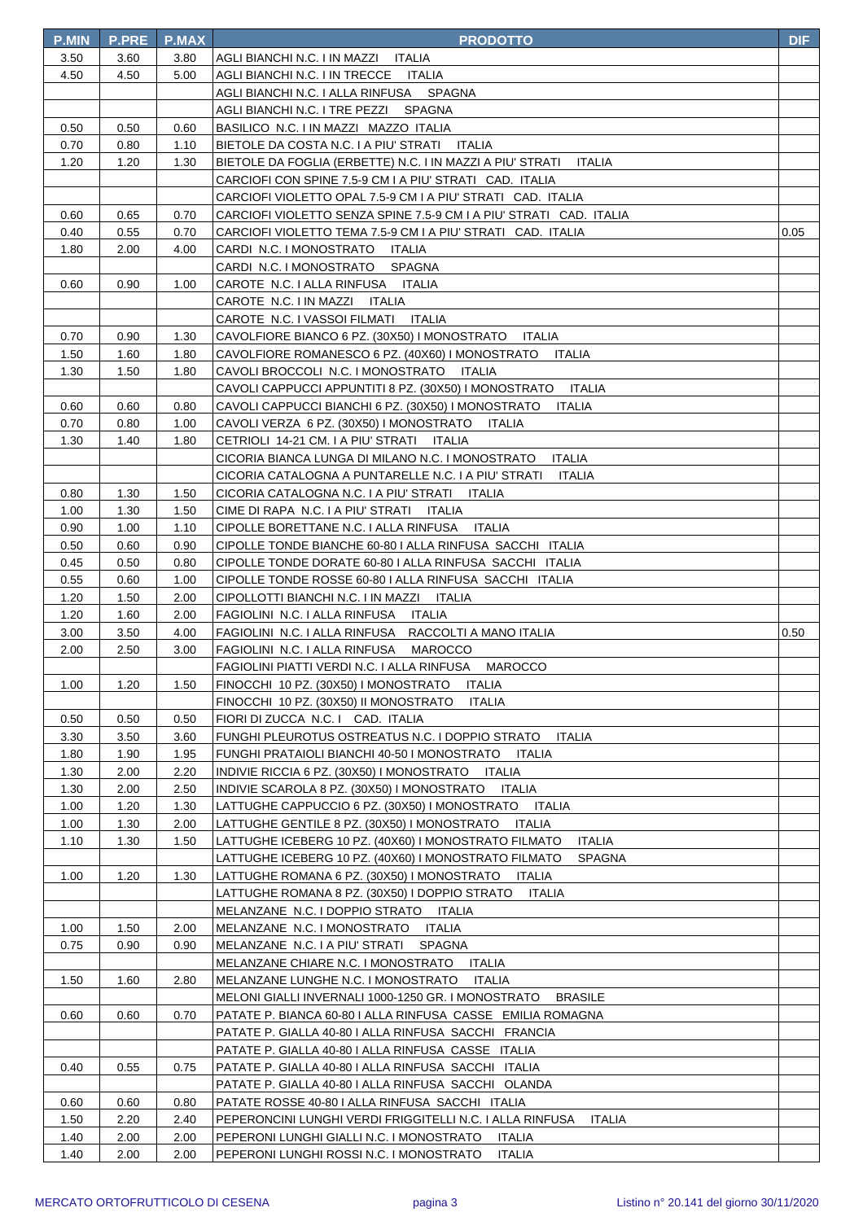| P.MIN | P.PRE | P.MAX | PRODOTTO | DIF |
|---|---|---|---|---|
| 3.50 | 3.60 | 3.80 | AGLI BIANCHI N.C. I IN MAZZI ITALIA | |
| 4.50 | 4.50 | 5.00 | AGLI BIANCHI N.C. I IN TRECCE ITALIA | |
| | | | AGLI BIANCHI N.C. I ALLA RINFUSA SPAGNA | |
| | | | AGLI BIANCHI N.C. I TRE PEZZI SPAGNA | |
| 0.50 | 0.50 | 0.60 | BASILICO N.C. I IN MAZZI MAZZO ITALIA | |
| 0.70 | 0.80 | 1.10 | BIETOLE DA COSTA N.C. I A PIU' STRATI ITALIA | |
| 1.20 | 1.20 | 1.30 | BIETOLE DA FOGLIA (ERBETTE) N.C. I IN MAZZI A PIU' STRATI ITALIA | |
| | | | CARCIOFI CON SPINE 7.5-9 CM I A PIU' STRATI CAD. ITALIA | |
| | | | CARCIOFI VIOLETTO OPAL 7.5-9 CM I A PIU' STRATI CAD. ITALIA | |
| 0.60 | 0.65 | 0.70 | CARCIOFI VIOLETTO SENZA SPINE 7.5-9 CM I A PIU' STRATI CAD. ITALIA | |
| 0.40 | 0.55 | 0.70 | CARCIOFI VIOLETTO TEMA 7.5-9 CM I A PIU' STRATI CAD. ITALIA | 0.05 |
| 1.80 | 2.00 | 4.00 | CARDI N.C. I MONOSTRATO ITALIA | |
| | | | CARDI N.C. I MONOSTRATO SPAGNA | |
| 0.60 | 0.90 | 1.00 | CAROTE N.C. I ALLA RINFUSA ITALIA | |
| | | | CAROTE N.C. I IN MAZZI ITALIA | |
| | | | CAROTE N.C. I VASSOI FILMATI ITALIA | |
| 0.70 | 0.90 | 1.30 | CAVOLFIORE BIANCO 6 PZ. (30X50) I MONOSTRATO ITALIA | |
| 1.50 | 1.60 | 1.80 | CAVOLFIORE ROMANESCO 6 PZ. (40X60) I MONOSTRATO ITALIA | |
| 1.30 | 1.50 | 1.80 | CAVOLI BROCCOLI N.C. I MONOSTRATO ITALIA | |
| | | | CAVOLI CAPPUCCI APPUNTITI 8 PZ. (30X50) I MONOSTRATO ITALIA | |
| 0.60 | 0.60 | 0.80 | CAVOLI CAPPUCCI BIANCHI 6 PZ. (30X50) I MONOSTRATO ITALIA | |
| 0.70 | 0.80 | 1.00 | CAVOLI VERZA 6 PZ. (30X50) I MONOSTRATO ITALIA | |
| 1.30 | 1.40 | 1.80 | CETRIOLI 14-21 CM. I A PIU' STRATI ITALIA | |
| | | | CICORIA BIANCA LUNGA DI MILANO N.C. I MONOSTRATO ITALIA | |
| | | | CICORIA CATALOGNA A PUNTARELLE N.C. I A PIU' STRATI ITALIA | |
| 0.80 | 1.30 | 1.50 | CICORIA CATALOGNA N.C. I A PIU' STRATI ITALIA | |
| 1.00 | 1.30 | 1.50 | CIME DI RAPA N.C. I A PIU' STRATI ITALIA | |
| 0.90 | 1.00 | 1.10 | CIPOLLE BORETTANE N.C. I ALLA RINFUSA ITALIA | |
| 0.50 | 0.60 | 0.90 | CIPOLLE TONDE BIANCHE 60-80 I ALLA RINFUSA SACCHI ITALIA | |
| 0.45 | 0.50 | 0.80 | CIPOLLE TONDE DORATE 60-80 I ALLA RINFUSA SACCHI ITALIA | |
| 0.55 | 0.60 | 1.00 | CIPOLLE TONDE ROSSE 60-80 I ALLA RINFUSA SACCHI ITALIA | |
| 1.20 | 1.50 | 2.00 | CIPOLLOTTI BIANCHI N.C. I IN MAZZI ITALIA | |
| 1.20 | 1.60 | 2.00 | FAGIOLINI N.C. I ALLA RINFUSA ITALIA | |
| 3.00 | 3.50 | 4.00 | FAGIOLINI N.C. I ALLA RINFUSA RACCOLTI A MANO ITALIA | 0.50 |
| 2.00 | 2.50 | 3.00 | FAGIOLINI N.C. I ALLA RINFUSA MAROCCO | |
| | | | FAGIOLINI PIATTI VERDI N.C. I ALLA RINFUSA MAROCCO | |
| 1.00 | 1.20 | 1.50 | FINOCCHI 10 PZ. (30X50) I MONOSTRATO ITALIA | |
| | | | FINOCCHI 10 PZ. (30X50) II MONOSTRATO ITALIA | |
| 0.50 | 0.50 | 0.50 | FIORI DI ZUCCA N.C. I CAD. ITALIA | |
| 3.30 | 3.50 | 3.60 | FUNGHI PLEUROTUS OSTREATUS N.C. I DOPPIO STRATO ITALIA | |
| 1.80 | 1.90 | 1.95 | FUNGHI PRATAIOLI BIANCHI 40-50 I MONOSTRATO ITALIA | |
| 1.30 | 2.00 | 2.20 | INDIVIE RICCIA 6 PZ. (30X50) I MONOSTRATO ITALIA | |
| 1.30 | 2.00 | 2.50 | INDIVIE SCAROLA 8 PZ. (30X50) I MONOSTRATO ITALIA | |
| 1.00 | 1.20 | 1.30 | LATTUGHE CAPPUCCIO 6 PZ. (30X50) I MONOSTRATO ITALIA | |
| 1.00 | 1.30 | 2.00 | LATTUGHE GENTILE 8 PZ. (30X50) I MONOSTRATO ITALIA | |
| 1.10 | 1.30 | 1.50 | LATTUGHE ICEBERG 10 PZ. (40X60) I MONOSTRATO FILMATO ITALIA | |
| | | | LATTUGHE ICEBERG 10 PZ. (40X60) I MONOSTRATO FILMATO SPAGNA | |
| 1.00 | 1.20 | 1.30 | LATTUGHE ROMANA 6 PZ. (30X50) I MONOSTRATO ITALIA | |
| | | | LATTUGHE ROMANA 8 PZ. (30X50) I DOPPIO STRATO ITALIA | |
| | | | MELANZANE N.C. I DOPPIO STRATO ITALIA | |
| 1.00 | 1.50 | 2.00 | MELANZANE N.C. I MONOSTRATO ITALIA | |
| 0.75 | 0.90 | 0.90 | MELANZANE N.C. I A PIU' STRATI SPAGNA | |
| | | | MELANZANE CHIARE N.C. I MONOSTRATO ITALIA | |
| 1.50 | 1.60 | 2.80 | MELANZANE LUNGHE N.C. I MONOSTRATO ITALIA | |
| | | | MELONI GIALLI INVERNALI 1000-1250 GR. I MONOSTRATO BRASILE | |
| 0.60 | 0.60 | 0.70 | PATATE P. BIANCA 60-80 I ALLA RINFUSA CASSE EMILIA ROMAGNA | |
| | | | PATATE P. GIALLA 40-80 I ALLA RINFUSA SACCHI FRANCIA | |
| | | | PATATE P. GIALLA 40-80 I ALLA RINFUSA CASSE ITALIA | |
| 0.40 | 0.55 | 0.75 | PATATE P. GIALLA 40-80 I ALLA RINFUSA SACCHI ITALIA | |
| | | | PATATE P. GIALLA 40-80 I ALLA RINFUSA SACCHI OLANDA | |
| 0.60 | 0.60 | 0.80 | PATATE ROSSE 40-80 I ALLA RINFUSA SACCHI ITALIA | |
| 1.50 | 2.20 | 2.40 | PEPERONCINI LUNGHI VERDI FRIGGITELLI N.C. I ALLA RINFUSA ITALIA | |
| 1.40 | 2.00 | 2.00 | PEPERONI LUNGHI GIALLI N.C. I MONOSTRATO ITALIA | |
| 1.40 | 2.00 | 2.00 | PEPERONI LUNGHI ROSSI N.C. I MONOSTRATO ITALIA | |

MERCATO ORTOFRUTTICOLO DI CESENA — Listino n° 20.141 del giorno 30/11/2020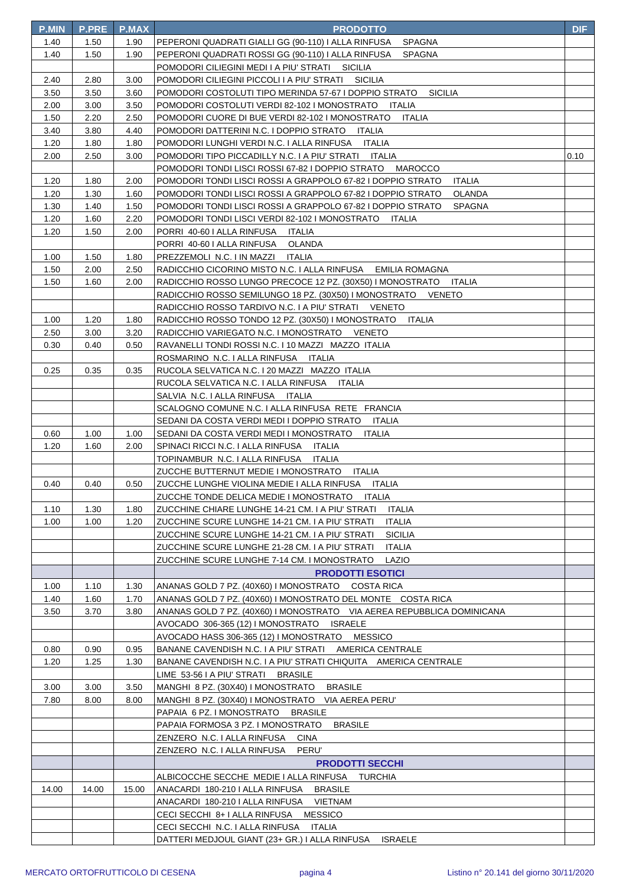| P.MIN | P.PRE | P.MAX | PRODOTTO | DIF |
|---|---|---|---|---|
| 1.40 | 1.50 | 1.90 | PEPERONI QUADRATI GIALLI GG (90-110) I ALLA RINFUSA SPAGNA | |
| 1.40 | 1.50 | 1.90 | PEPERONI QUADRATI ROSSI GG (90-110) I ALLA RINFUSA SPAGNA | |
| | | | POMODORI CILIEGINI MEDI I A PIU' STRATI SICILIA | |
| 2.40 | 2.80 | 3.00 | POMODORI CILIEGINI PICCOLI I A PIU' STRATI SICILIA | |
| 3.50 | 3.50 | 3.60 | POMODORI COSTOLUTI TIPO MERINDA 57-67 I DOPPIO STRATO SICILIA | |
| 2.00 | 3.00 | 3.50 | POMODORI COSTOLUTI VERDI 82-102 I MONOSTRATO ITALIA | |
| 1.50 | 2.20 | 2.50 | POMODORI CUORE DI BUE VERDI 82-102 I MONOSTRATO ITALIA | |
| 3.40 | 3.80 | 4.40 | POMODORI DATTERINI N.C. I DOPPIO STRATO ITALIA | |
| 1.20 | 1.80 | 1.80 | POMODORI LUNGHI VERDI N.C. I ALLA RINFUSA ITALIA | |
| 2.00 | 2.50 | 3.00 | POMODORI TIPO PICCADILLY N.C. I A PIU' STRATI ITALIA | 0.10 |
| | | | POMODORI TONDI LISCI ROSSI 67-82 I DOPPIO STRATO MAROCCO | |
| 1.20 | 1.80 | 2.00 | POMODORI TONDI LISCI ROSSI A GRAPPOLO 67-82 I DOPPIO STRATO ITALIA | |
| 1.20 | 1.30 | 1.60 | POMODORI TONDI LISCI ROSSI A GRAPPOLO 67-82 I DOPPIO STRATO OLANDA | |
| 1.30 | 1.40 | 1.50 | POMODORI TONDI LISCI ROSSI A GRAPPOLO 67-82 I DOPPIO STRATO SPAGNA | |
| 1.20 | 1.60 | 2.20 | POMODORI TONDI LISCI VERDI 82-102 I MONOSTRATO ITALIA | |
| 1.20 | 1.50 | 2.00 | PORRI 40-60 I ALLA RINFUSA ITALIA | |
| | | | PORRI 40-60 I ALLA RINFUSA OLANDA | |
| 1.00 | 1.50 | 1.80 | PREZZEMOLI N.C. I IN MAZZI ITALIA | |
| 1.50 | 2.00 | 2.50 | RADICCHIO CICORINO MISTO N.C. I ALLA RINFUSA EMILIA ROMAGNA | |
| 1.50 | 1.60 | 2.00 | RADICCHIO ROSSO LUNGO PRECOCE 12 PZ. (30X50) I MONOSTRATO ITALIA | |
| | | | RADICCHIO ROSSO SEMILUNGO 18 PZ. (30X50) I MONOSTRATO VENETO | |
| | | | RADICCHIO ROSSO TARDIVO N.C. I A PIU' STRATI VENETO | |
| 1.00 | 1.20 | 1.80 | RADICCHIO ROSSO TONDO 12 PZ. (30X50) I MONOSTRATO ITALIA | |
| 2.50 | 3.00 | 3.20 | RADICCHIO VARIEGATO N.C. I MONOSTRATO VENETO | |
| 0.30 | 0.40 | 0.50 | RAVANELLI TONDI ROSSI N.C. I 10 MAZZI MAZZO ITALIA | |
| | | | ROSMARINO N.C. I ALLA RINFUSA ITALIA | |
| 0.25 | 0.35 | 0.35 | RUCOLA SELVATICA N.C. I 20 MAZZI MAZZO ITALIA | |
| | | | RUCOLA SELVATICA N.C. I ALLA RINFUSA ITALIA | |
| | | | SALVIA N.C. I ALLA RINFUSA ITALIA | |
| | | | SCALOGNO COMUNE N.C. I ALLA RINFUSA RETE FRANCIA | |
| | | | SEDANI DA COSTA VERDI MEDI I DOPPIO STRATO ITALIA | |
| 0.60 | 1.00 | 1.00 | SEDANI DA COSTA VERDI MEDI I MONOSTRATO ITALIA | |
| 1.20 | 1.60 | 2.00 | SPINACI RICCI N.C. I ALLA RINFUSA ITALIA | |
| | | | TOPINAMBUR N.C. I ALLA RINFUSA ITALIA | |
| | | | ZUCCHE BUTTERNUT MEDIE I MONOSTRATO ITALIA | |
| 0.40 | 0.40 | 0.50 | ZUCCHE LUNGHE VIOLINA MEDIE I ALLA RINFUSA ITALIA | |
| | | | ZUCCHE TONDE DELICA MEDIE I MONOSTRATO ITALIA | |
| 1.10 | 1.30 | 1.80 | ZUCCHINE CHIARE LUNGHE 14-21 CM. I A PIU' STRATI ITALIA | |
| 1.00 | 1.00 | 1.20 | ZUCCHINE SCURE LUNGHE 14-21 CM. I A PIU' STRATI ITALIA | |
| | | | ZUCCHINE SCURE LUNGHE 14-21 CM. I A PIU' STRATI SICILIA | |
| | | | ZUCCHINE SCURE LUNGHE 21-28 CM. I A PIU' STRATI ITALIA | |
| | | | ZUCCHINE SCURE LUNGHE 7-14 CM. I MONOSTRATO LAZIO | |
| | | | **PRODOTTI ESOTICI** | |
| 1.00 | 1.10 | 1.30 | ANANAS GOLD 7 PZ. (40X60) I MONOSTRATO COSTA RICA | |
| 1.40 | 1.60 | 1.70 | ANANAS GOLD 7 PZ. (40X60) I MONOSTRATO DEL MONTE COSTA RICA | |
| 3.50 | 3.70 | 3.80 | ANANAS GOLD 7 PZ. (40X60) I MONOSTRATO VIA AEREA REPUBBLICA DOMINICANA | |
| | | | AVOCADO 306-365 (12) I MONOSTRATO ISRAELE | |
| | | | AVOCADO HASS 306-365 (12) I MONOSTRATO MESSICO | |
| 0.80 | 0.90 | 0.95 | BANANE CAVENDISH N.C. I A PIU' STRATI AMERICA CENTRALE | |
| 1.20 | 1.25 | 1.30 | BANANE CAVENDISH N.C. I A PIU' STRATI CHIQUITA AMERICA CENTRALE | |
| | | | LIME 53-56 I A PIU' STRATI BRASILE | |
| 3.00 | 3.00 | 3.50 | MANGHI 8 PZ. (30X40) I MONOSTRATO BRASILE | |
| 7.80 | 8.00 | 8.00 | MANGHI 8 PZ. (30X40) I MONOSTRATO VIA AEREA PERU' | |
| | | | PAPAIA 6 PZ. I MONOSTRATO BRASILE | |
| | | | PAPAIA FORMOSA 3 PZ. I MONOSTRATO BRASILE | |
| | | | ZENZERO N.C. I ALLA RINFUSA CINA | |
| | | | ZENZERO N.C. I ALLA RINFUSA PERU' | |
| | | | **PRODOTTI SECCHI** | |
| | | | ALBICOCCHE SECCHE MEDIE I ALLA RINFUSA TURCHIA | |
| 14.00 | 14.00 | 15.00 | ANACARDI 180-210 I ALLA RINFUSA BRASILE | |
| | | | ANACARDI 180-210 I ALLA RINFUSA VIETNAM | |
| | | | CECI SECCHI 8+ I ALLA RINFUSA MESSICO | |
| | | | CECI SECCHI N.C. I ALLA RINFUSA ITALIA | |
| | | | DATTERI MEDJOUL GIANT (23+ GR.) I ALLA RINFUSA ISRAELE | |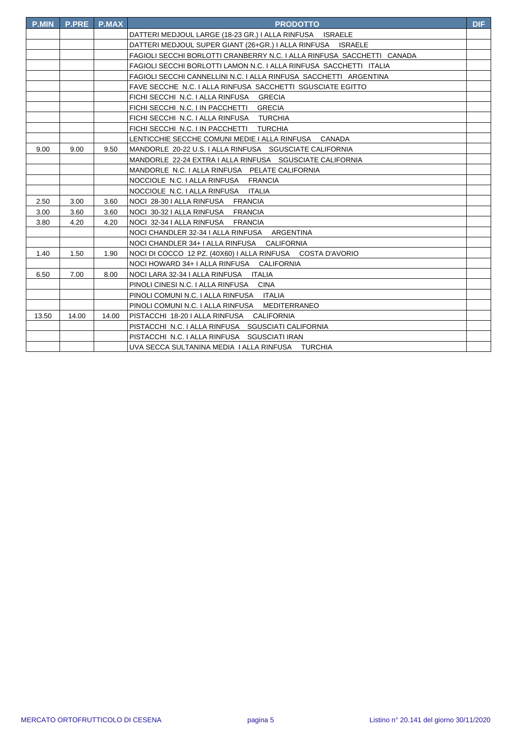| P.MIN | P.PRE | P.MAX | PRODOTTO | DIF |
|---|---|---|---|---|
| | | | DATTERI MEDJOUL LARGE (18-23 GR.) I ALLA RINFUSA ISRAELE | |
| | | | DATTERI MEDJOUL SUPER GIANT (26+GR.) I ALLA RINFUSA ISRAELE | |
| | | | FAGIOLI SECCHI BORLOTTI CRANBERRY N.C. I ALLA RINFUSA SACCHETTI CANADA | |
| | | | FAGIOLI SECCHI BORLOTTI LAMON N.C. I ALLA RINFUSA SACCHETTI ITALIA | |
| | | | FAGIOLI SECCHI CANNELLINI N.C. I ALLA RINFUSA SACCHETTI ARGENTINA | |
| | | | FAVE SECCHE N.C. I ALLA RINFUSA SACCHETTI SGUSCIATE EGITTO | |
| | | | FICHI SECCHI N.C. I ALLA RINFUSA GRECIA | |
| | | | FICHI SECCHI N.C. I IN PACCHETTI GRECIA | |
| | | | FICHI SECCHI N.C. I ALLA RINFUSA TURCHIA | |
| | | | FICHI SECCHI N.C. I IN PACCHETTI TURCHIA | |
| | | | LENTICCHIE SECCHE COMUNI MEDIE I ALLA RINFUSA CANADA | |
| 9.00 | 9.00 | 9.50 | MANDORLE 20-22 U.S. I ALLA RINFUSA SGUSCIATE CALIFORNIA | |
| | | | MANDORLE 22-24 EXTRA I ALLA RINFUSA SGUSCIATE CALIFORNIA | |
| | | | MANDORLE N.C. I ALLA RINFUSA PELATE CALIFORNIA | |
| | | | NOCCIOLE N.C. I ALLA RINFUSA FRANCIA | |
| | | | NOCCIOLE N.C. I ALLA RINFUSA ITALIA | |
| 2.50 | 3.00 | 3.60 | NOCI 28-30 I ALLA RINFUSA FRANCIA | |
| 3.00 | 3.60 | 3.60 | NOCI 30-32 I ALLA RINFUSA FRANCIA | |
| 3.80 | 4.20 | 4.20 | NOCI 32-34 I ALLA RINFUSA FRANCIA | |
| | | | NOCI CHANDLER 32-34 I ALLA RINFUSA ARGENTINA | |
| | | | NOCI CHANDLER 34+ I ALLA RINFUSA CALIFORNIA | |
| 1.40 | 1.50 | 1.90 | NOCI DI COCCO 12 PZ. (40X60) I ALLA RINFUSA COSTA D'AVORIO | |
| | | | NOCI HOWARD 34+ I ALLA RINFUSA CALIFORNIA | |
| 6.50 | 7.00 | 8.00 | NOCI LARA 32-34 I ALLA RINFUSA ITALIA | |
| | | | PINOLI CINESI N.C. I ALLA RINFUSA CINA | |
| | | | PINOLI COMUNI N.C. I ALLA RINFUSA ITALIA | |
| | | | PINOLI COMUNI N.C. I ALLA RINFUSA MEDITERRANEO | |
| 13.50 | 14.00 | 14.00 | PISTACCHI 18-20 I ALLA RINFUSA CALIFORNIA | |
| | | | PISTACCHI N.C. I ALLA RINFUSA SGUSCIATI CALIFORNIA | |
| | | | PISTACCHI N.C. I ALLA RINFUSA SGUSCIATI IRAN | |
| | | | UVA SECCA SULTANINA MEDIA I ALLA RINFUSA TURCHIA | |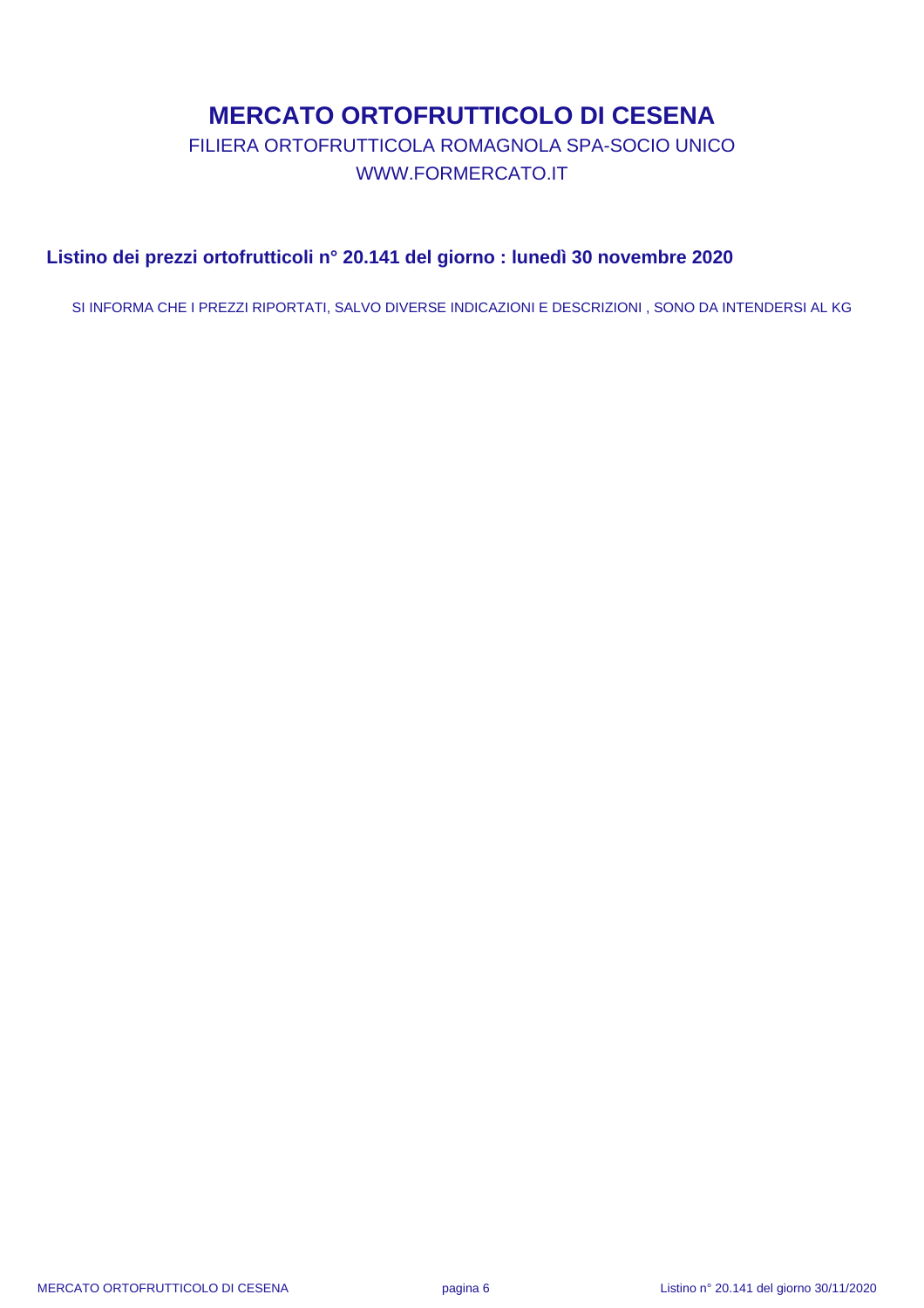# MERCATO ORTOFRUTTICOLO DI CESENA

FILIERA ORTOFRUTTICOLA ROMAGNOLA SPA-SOCIO UNICO

WWW.FORMERCATO.IT

## Listino dei prezzi ortofrutticoli n° 20.141 del giorno : lunedì 30 novembre 2020

SI INFORMA CHE I PREZZI RIPORTATI, SALVO DIVERSE INDICAZIONI E DESCRIZIONI , SONO DA INTENDERSI AL KG